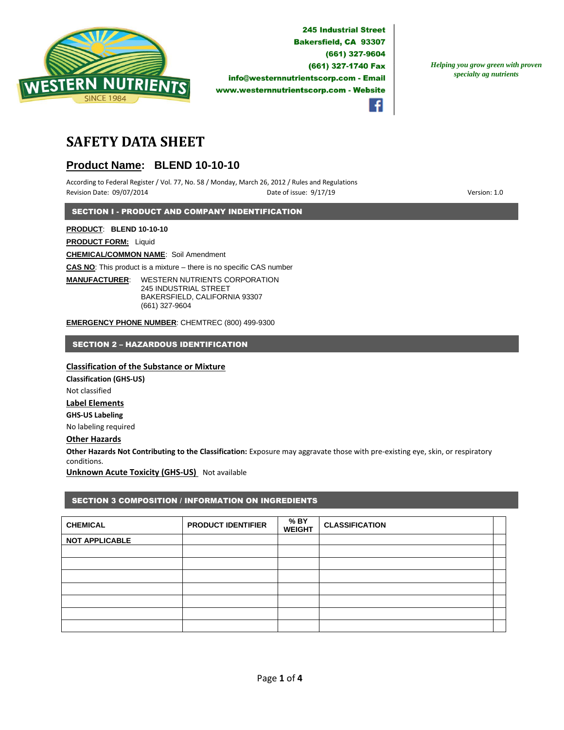WESTERN NUTRIENTS
SINCE 1984

**245 Industrial Street**
**Bakersfield, CA 93307**
**(661) 327-9604**
**(661) 327-1740 Fax**
**info@westernnutrientscorp.com - Email**
**www.westernnutrientscorp.com - Website**

*Helping you grow green with proven specialty ag nutrients*

# SAFETY DATA SHEET

## Product Name: BLEND 10-10-10

According to Federal Register / Vol. 77, No. 58 / Monday, March 26, 2012 / Rules and Regulations
Revision Date: 09/07/2014 Date of issue: 9/17/19 Version: 1.0

## SECTION I - PRODUCT AND COMPANY INDENTIFICATION

**PRODUCT**: **BLEND 10-10-10**

**PRODUCT FORM:** Liquid

**CHEMICAL/COMMON NAME**: Soil Amendment

**CAS NO**: This product is a mixture – there is no specific CAS number

**MANUFACTURER**: WESTERN NUTRIENTS CORPORATION
245 INDUSTRIAL STREET
BAKERSFIELD, CALIFORNIA 93307
(661) 327-9604

**EMERGENCY PHONE NUMBER**: CHEMTREC (800) 499-9300

## SECTION 2 – HAZARDOUS IDENTIFICATION

### Classification of the Substance or Mixture

**Classification (GHS-US)**

Not classified

### Label Elements

**GHS-US Labeling**

No labeling required

### Other Hazards

**Other Hazards Not Contributing to the Classification:** Exposure may aggravate those with pre-existing eye, skin, or respiratory conditions.

**Unknown Acute Toxicity (GHS-US)** Not available

## SECTION 3 COMPOSITION / INFORMATION ON INGREDIENTS

| CHEMICAL | PRODUCT IDENTIFIER | % BY WEIGHT | CLASSIFICATION | |
|---|---|---|---|---|
| NOT APPLICABLE | | | | |
| | | | | |
| | | | | |
| | | | | |
| | | | | |
| | | | | |
| | | | | |
| | | | | |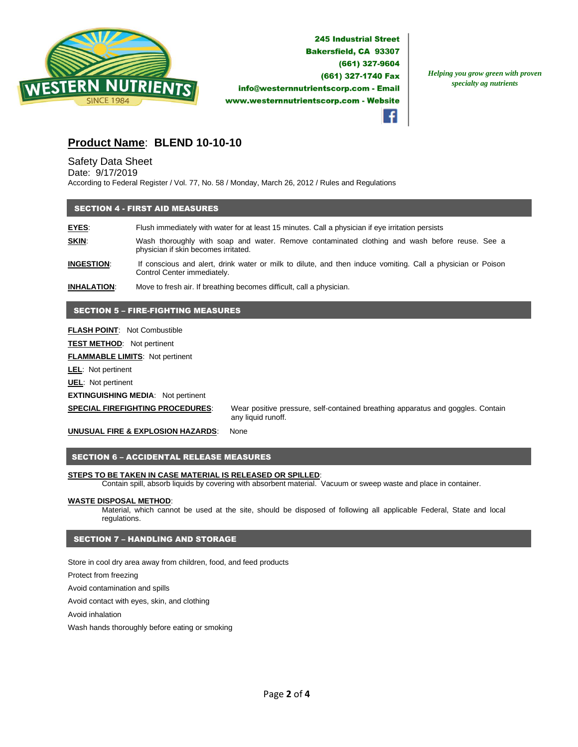245 Industrial Street
Bakersfield, CA 93307
(661) 327-9604
(661) 327-1740 Fax
info@westernnutrientscorp.com - Email
www.westernnutrientscorp.com - Website

*Helping you grow green with proven specialty ag nutrients*

# Product Name: BLEND 10-10-10

Safety Data Sheet
Date: 9/17/2019
According to Federal Register / Vol. 77, No. 58 / Monday, March 26, 2012 / Rules and Regulations

## SECTION 4 - FIRST AID MEASURES

**EYES**: Flush immediately with water for at least 15 minutes. Call a physician if eye irritation persists

**SKIN**: Wash thoroughly with soap and water. Remove contaminated clothing and wash before reuse. See a physician if skin becomes irritated.

**INGESTION**: If conscious and alert, drink water or milk to dilute, and then induce vomiting. Call a physician or Poison Control Center immediately.

**INHALATION**: Move to fresh air. If breathing becomes difficult, call a physician.

## SECTION 5 – FIRE-FIGHTING MEASURES

**FLASH POINT**: Not Combustible

**TEST METHOD**: Not pertinent

**FLAMMABLE LIMITS**: Not pertinent

**LEL**: Not pertinent

**UEL**: Not pertinent

**EXTINGUISHING MEDIA**: Not pertinent

**SPECIAL FIREFIGHTING PROCEDURES**: Wear positive pressure, self-contained breathing apparatus and goggles. Contain any liquid runoff.

**UNUSUAL FIRE & EXPLOSION HAZARDS**: None

## SECTION 6 – ACCIDENTAL RELEASE MEASURES

**STEPS TO BE TAKEN IN CASE MATERIAL IS RELEASED OR SPILLED**:
Contain spill, absorb liquids by covering with absorbent material. Vacuum or sweep waste and place in container.

**WASTE DISPOSAL METHOD**:
Material, which cannot be used at the site, should be disposed of following all applicable Federal, State and local regulations.

## SECTION 7 – HANDLING AND STORAGE

Store in cool dry area away from children, food, and feed products

Protect from freezing

Avoid contamination and spills

Avoid contact with eyes, skin, and clothing

Avoid inhalation

Wash hands thoroughly before eating or smoking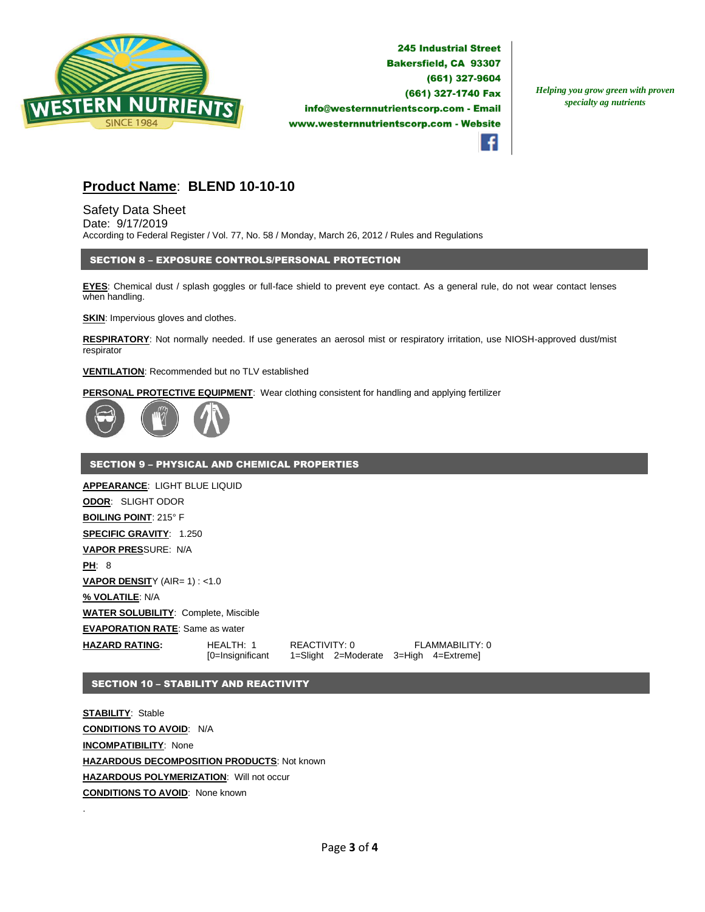245 Industrial Street
Bakersfield, CA 93307
(661) 327-9604
(661) 327-1740 Fax
info@westernnutrientscorp.com - Email
www.westernnutrientscorp.com - Website

*Helping you grow green with proven specialty ag nutrients*

# **Product Name**: BLEND 10-10-10

Safety Data Sheet
Date: 9/17/2019
According to Federal Register / Vol. 77, No. 58 / Monday, March 26, 2012 / Rules and Regulations

## SECTION 8 – EXPOSURE CONTROLS/PERSONAL PROTECTION

**EYES**: Chemical dust / splash goggles or full-face shield to prevent eye contact. As a general rule, do not wear contact lenses when handling.

**SKIN**: Impervious gloves and clothes.

**RESPIRATORY**: Not normally needed. If use generates an aerosol mist or respiratory irritation, use NIOSH-approved dust/mist respirator

**VENTILATION**: Recommended but no TLV established

**PERSONAL PROTECTIVE EQUIPMENT**: Wear clothing consistent for handling and applying fertilizer

## SECTION 9 – PHYSICAL AND CHEMICAL PROPERTIES

**APPEARANCE**: LIGHT BLUE LIQUID
**ODOR**: SLIGHT ODOR
**BOILING POINT**: 215° F
**SPECIFIC GRAVITY**: 1.250
**VAPOR PRESSURE**: N/A
**PH**: 8
**VAPOR DENSITY** (AIR= 1) : <1.0
**% VOLATILE**: N/A
**WATER SOLUBILITY**: Complete, Miscible
**EVAPORATION RATE**: Same as water
**HAZARD RATING:** HEALTH: 1 REACTIVITY: 0 FLAMMABILITY: 0
[0=Insignificant 1=Slight 2=Moderate 3=High 4=Extreme]

## SECTION 10 – STABILITY AND REACTIVITY

**STABILITY**: Stable
**CONDITIONS TO AVOID**: N/A
**INCOMPATIBILITY**: None
**HAZARDOUS DECOMPOSITION PRODUCTS**: Not known
**HAZARDOUS POLYMERIZATION**: Will not occur
**CONDITIONS TO AVOID**: None known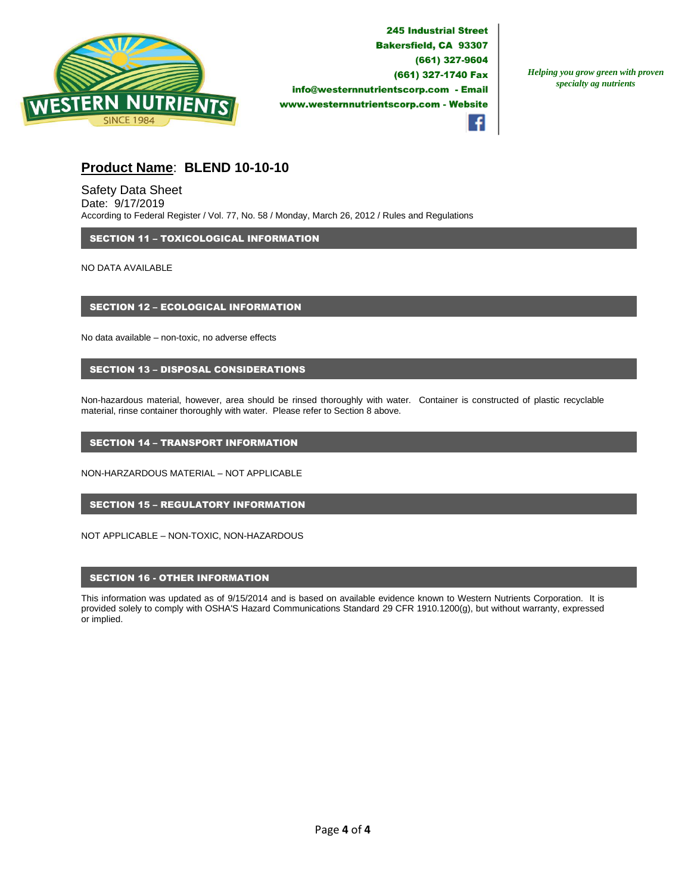WESTERN NUTRIENTS
SINCE 1984

**245 Industrial Street**
**Bakersfield, CA 93307**
**(661) 327-9604**
**(661) 327-1740 Fax**
**info@westernnutrientscorp.com - Email**
**www.westernnutrientscorp.com - Website**

*Helping you grow green with proven specialty ag nutrients*

## Product Name: BLEND 10-10-10

Safety Data Sheet
Date: 9/17/2019
According to Federal Register / Vol. 77, No. 58 / Monday, March 26, 2012 / Rules and Regulations

### SECTION 11 – TOXICOLOGICAL INFORMATION

NO DATA AVAILABLE

### SECTION 12 – ECOLOGICAL INFORMATION

No data available – non-toxic, no adverse effects

### SECTION 13 – DISPOSAL CONSIDERATIONS

Non-hazardous material, however, area should be rinsed thoroughly with water. Container is constructed of plastic recyclable material, rinse container thoroughly with water. Please refer to Section 8 above.

### SECTION 14 – TRANSPORT INFORMATION

NON-HARZARDOUS MATERIAL – NOT APPLICABLE

### SECTION 15 – REGULATORY INFORMATION

NOT APPLICABLE – NON-TOXIC, NON-HAZARDOUS

### SECTION 16 - OTHER INFORMATION

This information was updated as of 9/15/2014 and is based on available evidence known to Western Nutrients Corporation. It is provided solely to comply with OSHA'S Hazard Communications Standard 29 CFR 1910.1200(g), but without warranty, expressed or implied.